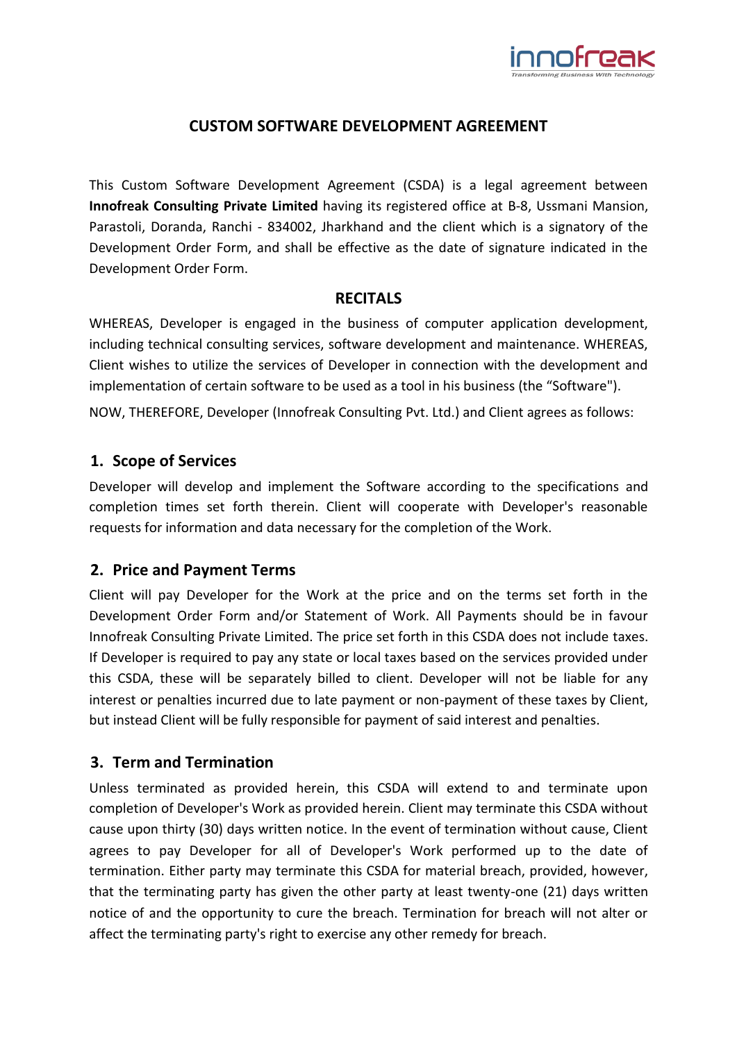# CUSTOM SOFTWARE DEVELOPMENT AGREEMENT

This Custom Software Development Agreement (CSDA) is a legal agreement between **Innofreak Consulting Private Limited** having its registered office at B-8, Ussmani Mansion, Parastoli, Doranda, Ranchi - 834002, Jharkhand and the client which is a signatory of the Development Order Form, and shall be effective as the date of signature indicated in the Development Order Form.

## RECITALS

WHEREAS, Developer is engaged in the business of computer application development, including technical consulting services, software development and maintenance. WHEREAS, Client wishes to utilize the services of Developer in connection with the development and implementation of certain software to be used as a tool in his business (the "Software").

NOW, THEREFORE, Developer (Innofreak Consulting Pvt. Ltd.) and Client agrees as follows:

## 1. Scope of Services

Developer will develop and implement the Software according to the specifications and completion times set forth therein. Client will cooperate with Developer's reasonable requests for information and data necessary for the completion of the Work.

## 2. Price and Payment Terms

Client will pay Developer for the Work at the price and on the terms set forth in the Development Order Form and/or Statement of Work. All Payments should be in favour Innofreak Consulting Private Limited. The price set forth in this CSDA does not include taxes. If Developer is required to pay any state or local taxes based on the services provided under this CSDA, these will be separately billed to client. Developer will not be liable for any interest or penalties incurred due to late payment or non-payment of these taxes by Client, but instead Client will be fully responsible for payment of said interest and penalties.

## 3. Term and Termination

Unless terminated as provided herein, this CSDA will extend to and terminate upon completion of Developer's Work as provided herein. Client may terminate this CSDA without cause upon thirty (30) days written notice. In the event of termination without cause, Client agrees to pay Developer for all of Developer's Work performed up to the date of termination. Either party may terminate this CSDA for material breach, provided, however, that the terminating party has given the other party at least twenty-one (21) days written notice of and the opportunity to cure the breach. Termination for breach will not alter or affect the terminating party's right to exercise any other remedy for breach.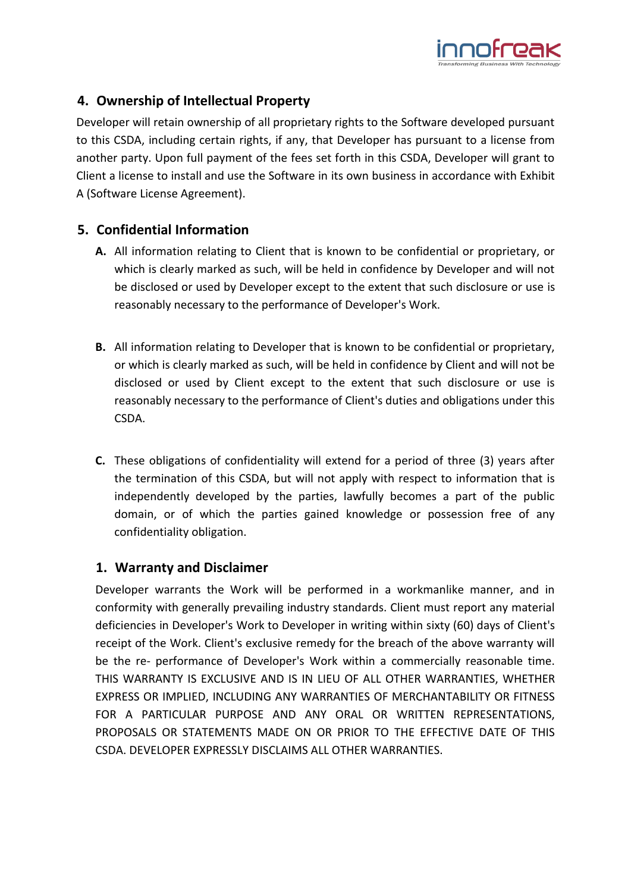## 4. Ownership of Intellectual Property

Developer will retain ownership of all proprietary rights to the Software developed pursuant to this CSDA, including certain rights, if any, that Developer has pursuant to a license from another party. Upon full payment of the fees set forth in this CSDA, Developer will grant to Client a license to install and use the Software in its own business in accordance with Exhibit A (Software License Agreement).

## 5. Confidential Information

**A.** All information relating to Client that is known to be confidential or proprietary, or which is clearly marked as such, will be held in confidence by Developer and will not be disclosed or used by Developer except to the extent that such disclosure or use is reasonably necessary to the performance of Developer's Work.

**B.** All information relating to Developer that is known to be confidential or proprietary, or which is clearly marked as such, will be held in confidence by Client and will not be disclosed or used by Client except to the extent that such disclosure or use is reasonably necessary to the performance of Client's duties and obligations under this CSDA.

**C.** These obligations of confidentiality will extend for a period of three (3) years after the termination of this CSDA, but will not apply with respect to information that is independently developed by the parties, lawfully becomes a part of the public domain, or of which the parties gained knowledge or possession free of any confidentiality obligation.

## 1. Warranty and Disclaimer

Developer warrants the Work will be performed in a workmanlike manner, and in conformity with generally prevailing industry standards. Client must report any material deficiencies in Developer's Work to Developer in writing within sixty (60) days of Client's receipt of the Work. Client's exclusive remedy for the breach of the above warranty will be the re- performance of Developer's Work within a commercially reasonable time. THIS WARRANTY IS EXCLUSIVE AND IS IN LIEU OF ALL OTHER WARRANTIES, WHETHER EXPRESS OR IMPLIED, INCLUDING ANY WARRANTIES OF MERCHANTABILITY OR FITNESS FOR A PARTICULAR PURPOSE AND ANY ORAL OR WRITTEN REPRESENTATIONS, PROPOSALS OR STATEMENTS MADE ON OR PRIOR TO THE EFFECTIVE DATE OF THIS CSDA. DEVELOPER EXPRESSLY DISCLAIMS ALL OTHER WARRANTIES.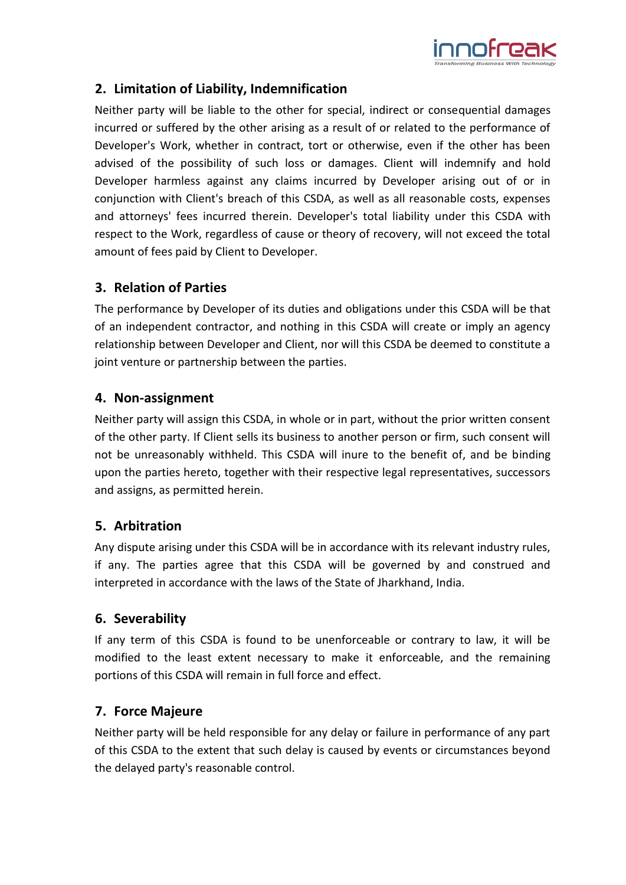## 2. Limitation of Liability, Indemnification

Neither party will be liable to the other for special, indirect or consequential damages incurred or suffered by the other arising as a result of or related to the performance of Developer's Work, whether in contract, tort or otherwise, even if the other has been advised of the possibility of such loss or damages. Client will indemnify and hold Developer harmless against any claims incurred by Developer arising out of or in conjunction with Client's breach of this CSDA, as well as all reasonable costs, expenses and attorneys' fees incurred therein. Developer's total liability under this CSDA with respect to the Work, regardless of cause or theory of recovery, will not exceed the total amount of fees paid by Client to Developer.

## 3. Relation of Parties

The performance by Developer of its duties and obligations under this CSDA will be that of an independent contractor, and nothing in this CSDA will create or imply an agency relationship between Developer and Client, nor will this CSDA be deemed to constitute a joint venture or partnership between the parties.

## 4. Non-assignment

Neither party will assign this CSDA, in whole or in part, without the prior written consent of the other party. If Client sells its business to another person or firm, such consent will not be unreasonably withheld. This CSDA will inure to the benefit of, and be binding upon the parties hereto, together with their respective legal representatives, successors and assigns, as permitted herein.

## 5. Arbitration

Any dispute arising under this CSDA will be in accordance with its relevant industry rules, if any. The parties agree that this CSDA will be governed by and construed and interpreted in accordance with the laws of the State of Jharkhand, India.

## 6. Severability

If any term of this CSDA is found to be unenforceable or contrary to law, it will be modified to the least extent necessary to make it enforceable, and the remaining portions of this CSDA will remain in full force and effect.

## 7. Force Majeure

Neither party will be held responsible for any delay or failure in performance of any part of this CSDA to the extent that such delay is caused by events or circumstances beyond the delayed party's reasonable control.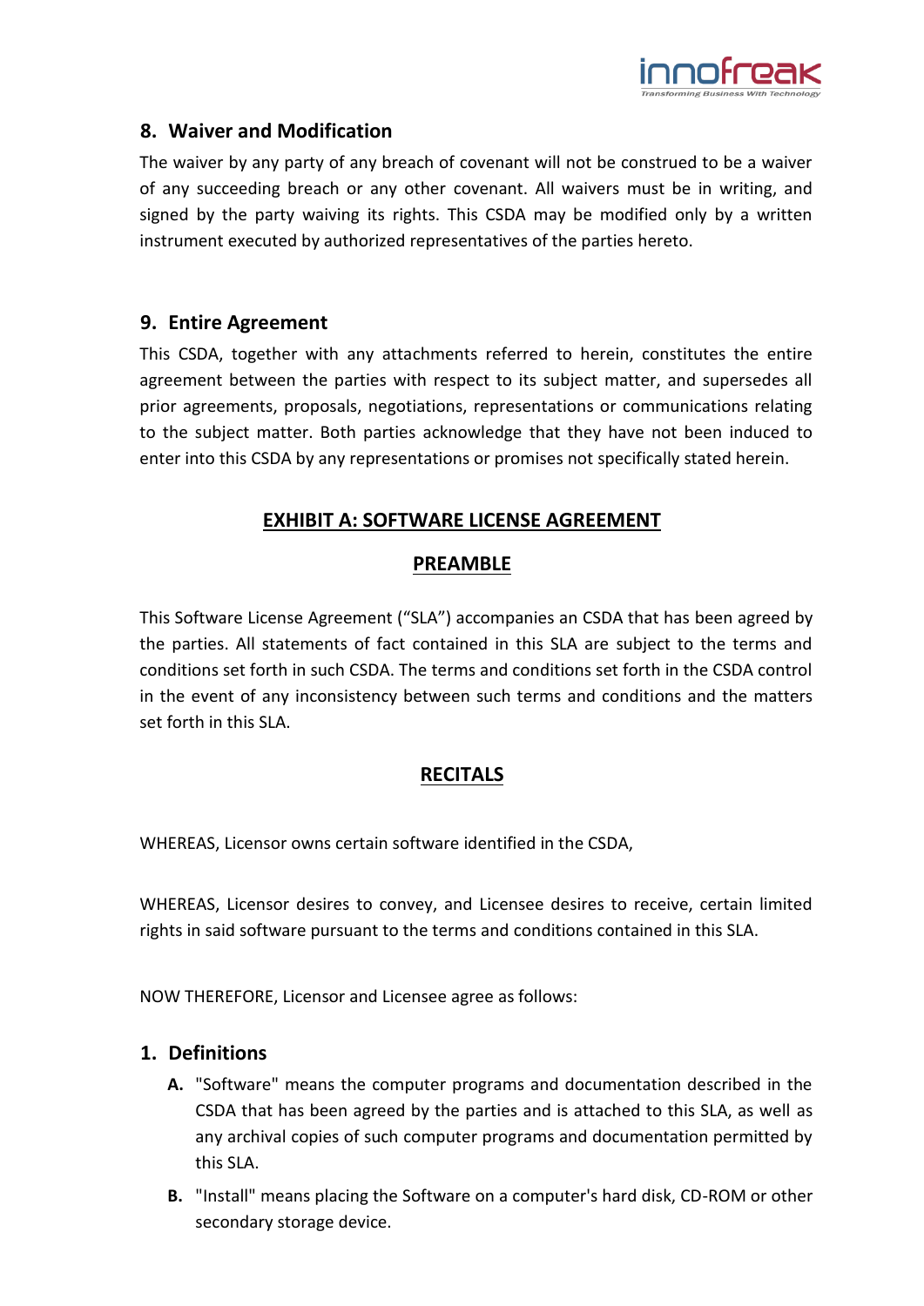## 8. Waiver and Modification

The waiver by any party of any breach of covenant will not be construed to be a waiver of any succeeding breach or any other covenant. All waivers must be in writing, and signed by the party waiving its rights. This CSDA may be modified only by a written instrument executed by authorized representatives of the parties hereto.

## 9. Entire Agreement

This CSDA, together with any attachments referred to herein, constitutes the entire agreement between the parties with respect to its subject matter, and supersedes all prior agreements, proposals, negotiations, representations or communications relating to the subject matter. Both parties acknowledge that they have not been induced to enter into this CSDA by any representations or promises not specifically stated herein.

# EXHIBIT A: SOFTWARE LICENSE AGREEMENT

## PREAMBLE

This Software License Agreement ("SLA") accompanies an CSDA that has been agreed by the parties. All statements of fact contained in this SLA are subject to the terms and conditions set forth in such CSDA. The terms and conditions set forth in the CSDA control in the event of any inconsistency between such terms and conditions and the matters set forth in this SLA.

## RECITALS

WHEREAS, Licensor owns certain software identified in the CSDA,

WHEREAS, Licensor desires to convey, and Licensee desires to receive, certain limited rights in said software pursuant to the terms and conditions contained in this SLA.

NOW THEREFORE, Licensor and Licensee agree as follows:

## 1. Definitions

- **A.** "Software" means the computer programs and documentation described in the CSDA that has been agreed by the parties and is attached to this SLA, as well as any archival copies of such computer programs and documentation permitted by this SLA.
- **B.** "Install" means placing the Software on a computer's hard disk, CD-ROM or other secondary storage device.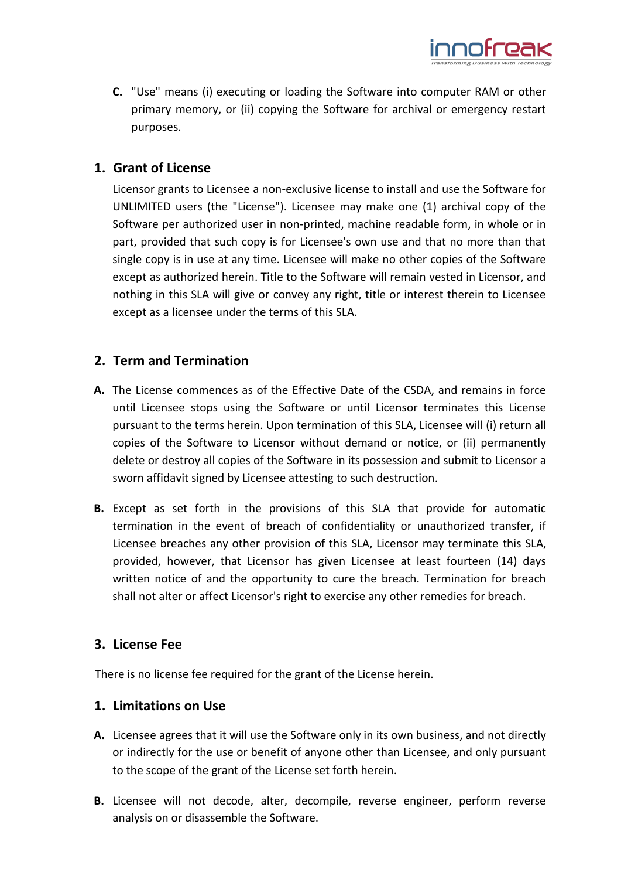C. "Use" means (i) executing or loading the Software into computer RAM or other primary memory, or (ii) copying the Software for archival or emergency restart purposes.

## 1. Grant of License

Licensor grants to Licensee a non-exclusive license to install and use the Software for UNLIMITED users (the "License"). Licensee may make one (1) archival copy of the Software per authorized user in non-printed, machine readable form, in whole or in part, provided that such copy is for Licensee's own use and that no more than that single copy is in use at any time. Licensee will make no other copies of the Software except as authorized herein. Title to the Software will remain vested in Licensor, and nothing in this SLA will give or convey any right, title or interest therein to Licensee except as a licensee under the terms of this SLA.

## 2. Term and Termination

A. The License commences as of the Effective Date of the CSDA, and remains in force until Licensee stops using the Software or until Licensor terminates this License pursuant to the terms herein. Upon termination of this SLA, Licensee will (i) return all copies of the Software to Licensor without demand or notice, or (ii) permanently delete or destroy all copies of the Software in its possession and submit to Licensor a sworn affidavit signed by Licensee attesting to such destruction.

B. Except as set forth in the provisions of this SLA that provide for automatic termination in the event of breach of confidentiality or unauthorized transfer, if Licensee breaches any other provision of this SLA, Licensor may terminate this SLA, provided, however, that Licensor has given Licensee at least fourteen (14) days written notice of and the opportunity to cure the breach. Termination for breach shall not alter or affect Licensor's right to exercise any other remedies for breach.

## 3. License Fee

There is no license fee required for the grant of the License herein.

## 1. Limitations on Use

A. Licensee agrees that it will use the Software only in its own business, and not directly or indirectly for the use or benefit of anyone other than Licensee, and only pursuant to the scope of the grant of the License set forth herein.

B. Licensee will not decode, alter, decompile, reverse engineer, perform reverse analysis on or disassemble the Software.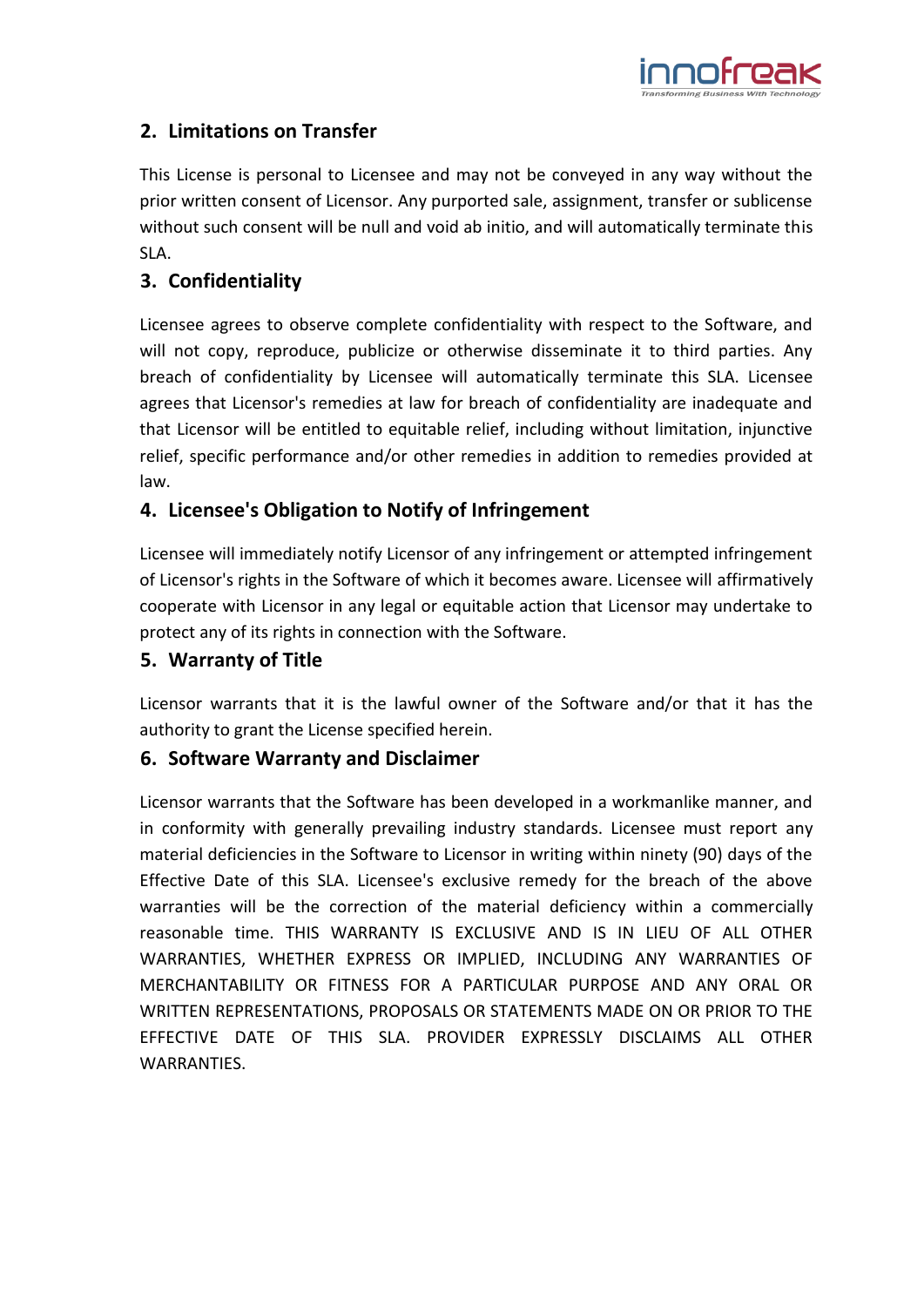## 2. Limitations on Transfer

This License is personal to Licensee and may not be conveyed in any way without the prior written consent of Licensor. Any purported sale, assignment, transfer or sublicense without such consent will be null and void ab initio, and will automatically terminate this SLA.

## 3. Confidentiality

Licensee agrees to observe complete confidentiality with respect to the Software, and will not copy, reproduce, publicize or otherwise disseminate it to third parties. Any breach of confidentiality by Licensee will automatically terminate this SLA. Licensee agrees that Licensor's remedies at law for breach of confidentiality are inadequate and that Licensor will be entitled to equitable relief, including without limitation, injunctive relief, specific performance and/or other remedies in addition to remedies provided at law.

## 4. Licensee's Obligation to Notify of Infringement

Licensee will immediately notify Licensor of any infringement or attempted infringement of Licensor's rights in the Software of which it becomes aware. Licensee will affirmatively cooperate with Licensor in any legal or equitable action that Licensor may undertake to protect any of its rights in connection with the Software.

## 5. Warranty of Title

Licensor warrants that it is the lawful owner of the Software and/or that it has the authority to grant the License specified herein.

## 6. Software Warranty and Disclaimer

Licensor warrants that the Software has been developed in a workmanlike manner, and in conformity with generally prevailing industry standards. Licensee must report any material deficiencies in the Software to Licensor in writing within ninety (90) days of the Effective Date of this SLA. Licensee's exclusive remedy for the breach of the above warranties will be the correction of the material deficiency within a commercially reasonable time. THIS WARRANTY IS EXCLUSIVE AND IS IN LIEU OF ALL OTHER WARRANTIES, WHETHER EXPRESS OR IMPLIED, INCLUDING ANY WARRANTIES OF MERCHANTABILITY OR FITNESS FOR A PARTICULAR PURPOSE AND ANY ORAL OR WRITTEN REPRESENTATIONS, PROPOSALS OR STATEMENTS MADE ON OR PRIOR TO THE EFFECTIVE DATE OF THIS SLA. PROVIDER EXPRESSLY DISCLAIMS ALL OTHER WARRANTIES.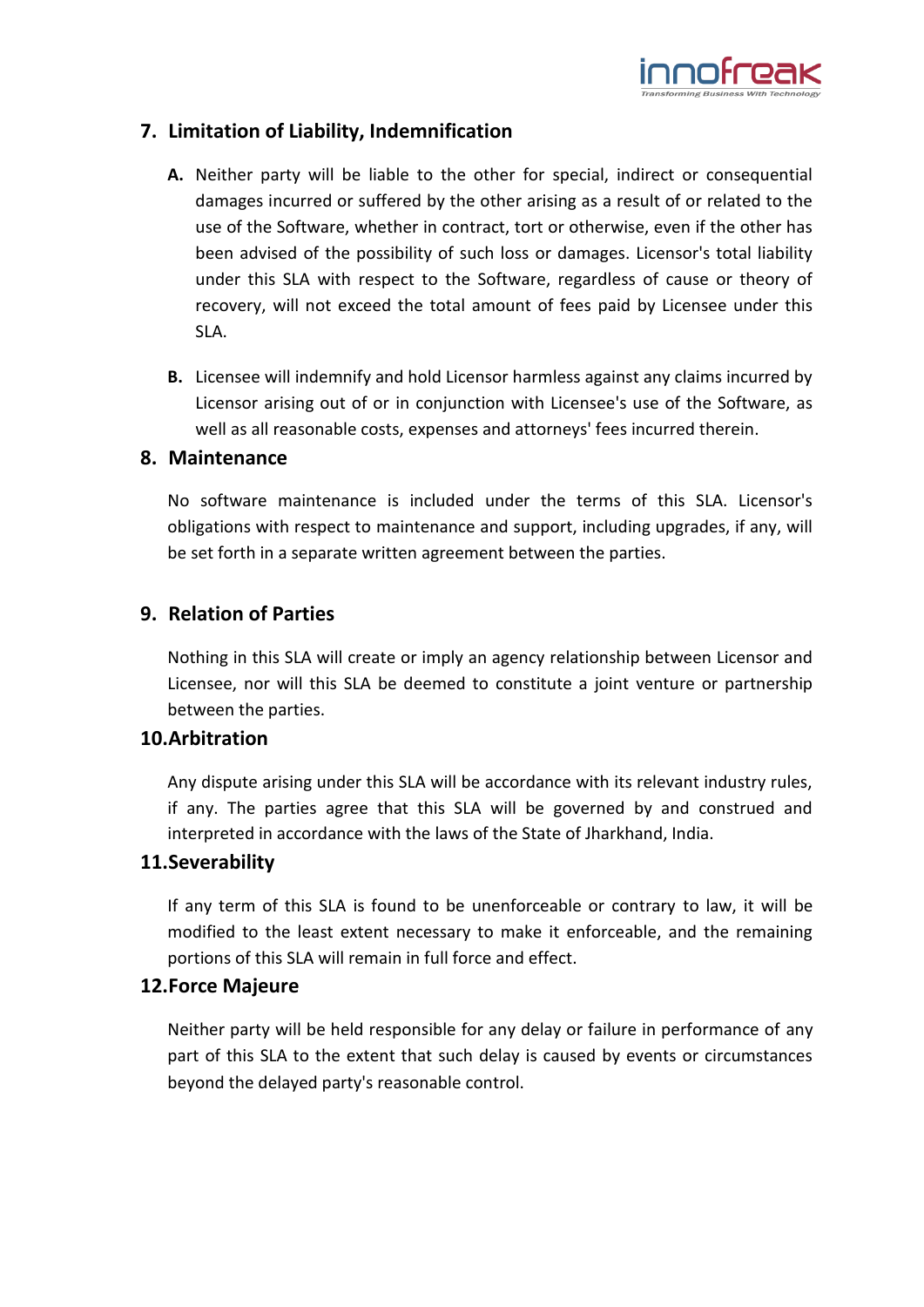## 7. Limitation of Liability, Indemnification

**A.** Neither party will be liable to the other for special, indirect or consequential damages incurred or suffered by the other arising as a result of or related to the use of the Software, whether in contract, tort or otherwise, even if the other has been advised of the possibility of such loss or damages. Licensor's total liability under this SLA with respect to the Software, regardless of cause or theory of recovery, will not exceed the total amount of fees paid by Licensee under this SLA.

**B.** Licensee will indemnify and hold Licensor harmless against any claims incurred by Licensor arising out of or in conjunction with Licensee's use of the Software, as well as all reasonable costs, expenses and attorneys' fees incurred therein.

## 8. Maintenance

No software maintenance is included under the terms of this SLA. Licensor's obligations with respect to maintenance and support, including upgrades, if any, will be set forth in a separate written agreement between the parties.

## 9. Relation of Parties

Nothing in this SLA will create or imply an agency relationship between Licensor and Licensee, nor will this SLA be deemed to constitute a joint venture or partnership between the parties.

## 10. Arbitration

Any dispute arising under this SLA will be accordance with its relevant industry rules, if any. The parties agree that this SLA will be governed by and construed and interpreted in accordance with the laws of the State of Jharkhand, India.

## 11. Severability

If any term of this SLA is found to be unenforceable or contrary to law, it will be modified to the least extent necessary to make it enforceable, and the remaining portions of this SLA will remain in full force and effect.

## 12. Force Majeure

Neither party will be held responsible for any delay or failure in performance of any part of this SLA to the extent that such delay is caused by events or circumstances beyond the delayed party's reasonable control.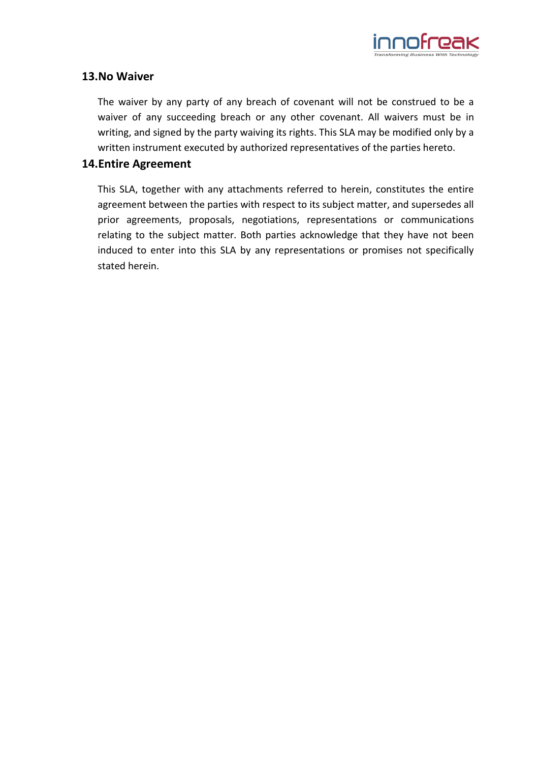## 13. No Waiver

The waiver by any party of any breach of covenant will not be construed to be a waiver of any succeeding breach or any other covenant. All waivers must be in writing, and signed by the party waiving its rights. This SLA may be modified only by a written instrument executed by authorized representatives of the parties hereto.

## 14. Entire Agreement

This SLA, together with any attachments referred to herein, constitutes the entire agreement between the parties with respect to its subject matter, and supersedes all prior agreements, proposals, negotiations, representations or communications relating to the subject matter. Both parties acknowledge that they have not been induced to enter into this SLA by any representations or promises not specifically stated herein.